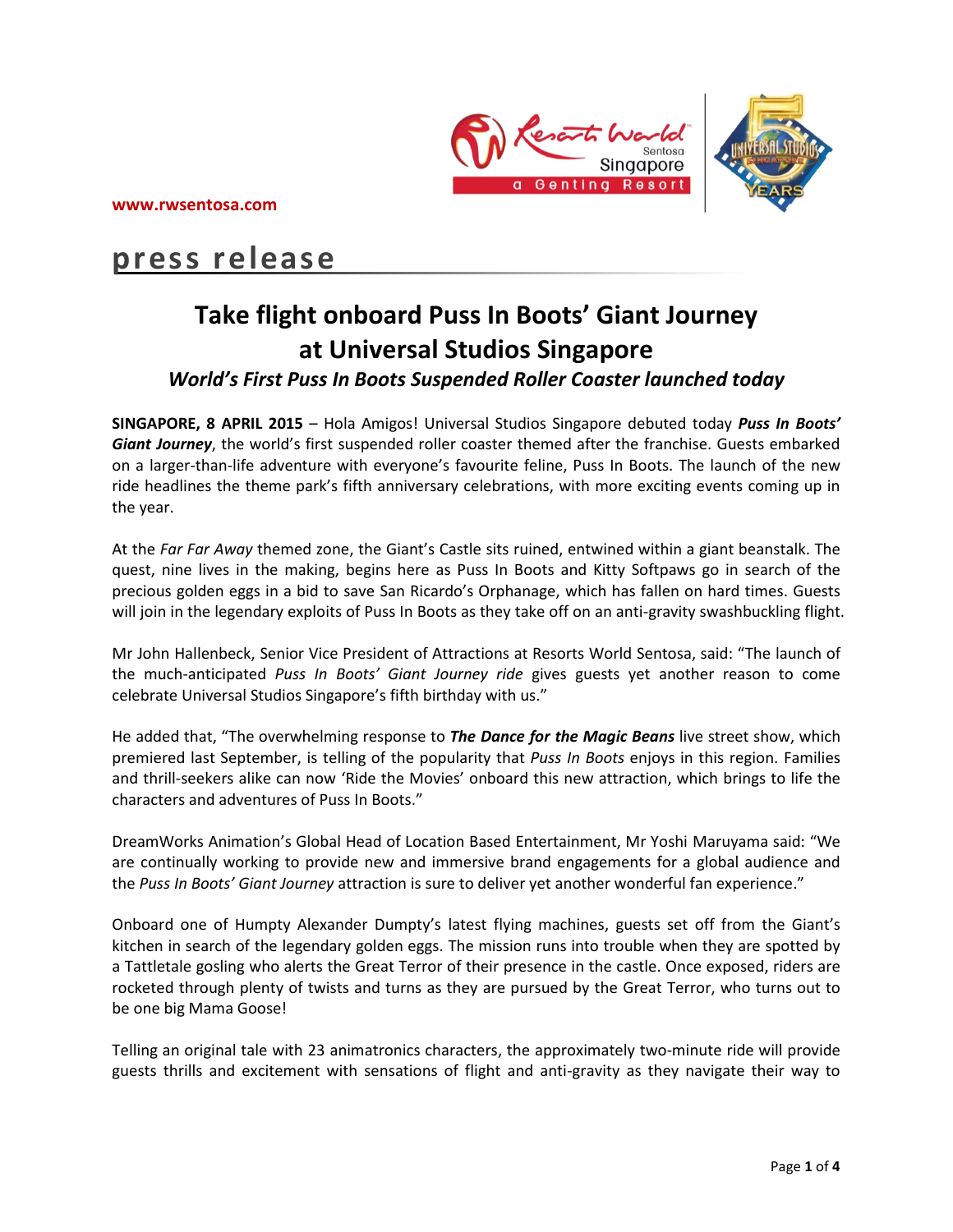www.rwsentosa.com

# press release

## Take flight onboard Puss In Boots' Giant Journey at Universal Studios Singapore

### *World's First Puss In Boots Suspended Roller Coaster launched today*

**SINGAPORE, 8 APRIL 2015** – Hola Amigos! Universal Studios Singapore debuted today ***Puss In Boots' Giant Journey***, the world's first suspended roller coaster themed after the franchise. Guests embarked on a larger-than-life adventure with everyone's favourite feline, Puss In Boots. The launch of the new ride headlines the theme park's fifth anniversary celebrations, with more exciting events coming up in the year.

At the *Far Far Away* themed zone, the Giant's Castle sits ruined, entwined within a giant beanstalk. The quest, nine lives in the making, begins here as Puss In Boots and Kitty Softpaws go in search of the precious golden eggs in a bid to save San Ricardo's Orphanage, which has fallen on hard times. Guests will join in the legendary exploits of Puss In Boots as they take off on an anti-gravity swashbuckling flight.

Mr John Hallenbeck, Senior Vice President of Attractions at Resorts World Sentosa, said: "The launch of the much-anticipated *Puss In Boots' Giant Journey ride* gives guests yet another reason to come celebrate Universal Studios Singapore's fifth birthday with us."

He added that, "The overwhelming response to ***The Dance for the Magic Beans*** live street show, which premiered last September, is telling of the popularity that *Puss In Boots* enjoys in this region. Families and thrill-seekers alike can now 'Ride the Movies' onboard this new attraction, which brings to life the characters and adventures of Puss In Boots."

DreamWorks Animation's Global Head of Location Based Entertainment, Mr Yoshi Maruyama said: "We are continually working to provide new and immersive brand engagements for a global audience and the *Puss In Boots' Giant Journey* attraction is sure to deliver yet another wonderful fan experience."

Onboard one of Humpty Alexander Dumpty's latest flying machines, guests set off from the Giant's kitchen in search of the legendary golden eggs. The mission runs into trouble when they are spotted by a Tattletale gosling who alerts the Great Terror of their presence in the castle. Once exposed, riders are rocketed through plenty of twists and turns as they are pursued by the Great Terror, who turns out to be one big Mama Goose!

Telling an original tale with 23 animatronics characters, the approximately two-minute ride will provide guests thrills and excitement with sensations of flight and anti-gravity as they navigate their way to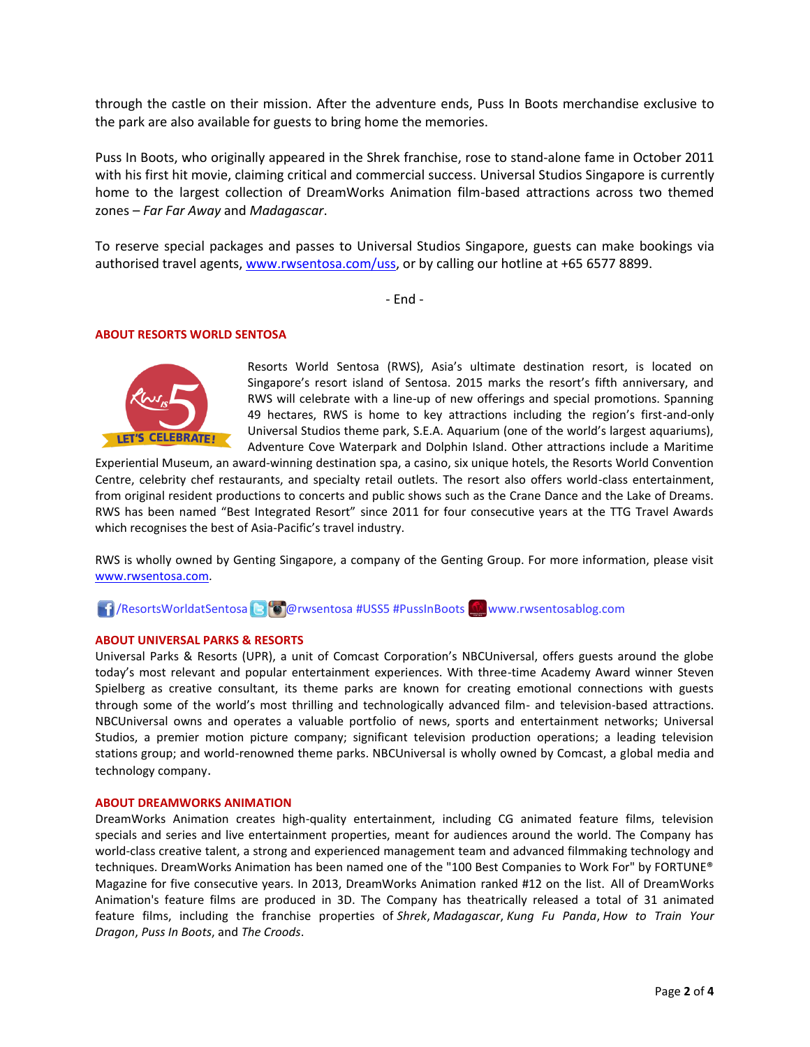through the castle on their mission. After the adventure ends, Puss In Boots merchandise exclusive to the park are also available for guests to bring home the memories.

Puss In Boots, who originally appeared in the Shrek franchise, rose to stand-alone fame in October 2011 with his first hit movie, claiming critical and commercial success. Universal Studios Singapore is currently home to the largest collection of DreamWorks Animation film-based attractions across two themed zones – *Far Far Away* and *Madagascar*.

To reserve special packages and passes to Universal Studios Singapore, guests can make bookings via authorised travel agents, [www.rwsentosa.com/uss](http://www.rwsentosa.com/uss), or by calling our hotline at +65 6577 8899.

- End -

## ABOUT RESORTS WORLD SENTOSA

Resorts World Sentosa (RWS), Asia's ultimate destination resort, is located on Singapore's resort island of Sentosa. 2015 marks the resort's fifth anniversary, and RWS will celebrate with a line-up of new offerings and special promotions. Spanning 49 hectares, RWS is home to key attractions including the region's first-and-only Universal Studios theme park, S.E.A. Aquarium (one of the world's largest aquariums), Adventure Cove Waterpark and Dolphin Island. Other attractions include a Maritime Experiential Museum, an award-winning destination spa, a casino, six unique hotels, the Resorts World Convention Centre, celebrity chef restaurants, and specialty retail outlets. The resort also offers world-class entertainment, from original resident productions to concerts and public shows such as the Crane Dance and the Lake of Dreams. RWS has been named "Best Integrated Resort" since 2011 for four consecutive years at the TTG Travel Awards which recognises the best of Asia-Pacific's travel industry.

RWS is wholly owned by Genting Singapore, a company of the Genting Group. For more information, please visit [www.rwsentosa.com](http://www.rwsentosa.com).

/ResortsWorldatSentosa @rwsentosa #USS5 #PussInBoots www.rwsentosablog.com

## ABOUT UNIVERSAL PARKS & RESORTS

Universal Parks & Resorts (UPR), a unit of Comcast Corporation's NBCUniversal, offers guests around the globe today's most relevant and popular entertainment experiences. With three-time Academy Award winner Steven Spielberg as creative consultant, its theme parks are known for creating emotional connections with guests through some of the world's most thrilling and technologically advanced film- and television-based attractions. NBCUniversal owns and operates a valuable portfolio of news, sports and entertainment networks; Universal Studios, a premier motion picture company; significant television production operations; a leading television stations group; and world-renowned theme parks. NBCUniversal is wholly owned by Comcast, a global media and technology company.

## ABOUT DREAMWORKS ANIMATION

DreamWorks Animation creates high-quality entertainment, including CG animated feature films, television specials and series and live entertainment properties, meant for audiences around the world. The Company has world-class creative talent, a strong and experienced management team and advanced filmmaking technology and techniques. DreamWorks Animation has been named one of the "100 Best Companies to Work For" by FORTUNE® Magazine for five consecutive years. In 2013, DreamWorks Animation ranked #12 on the list. All of DreamWorks Animation's feature films are produced in 3D. The Company has theatrically released a total of 31 animated feature films, including the franchise properties of *Shrek*, *Madagascar*, *Kung Fu Panda*, *How to Train Your Dragon*, *Puss In Boots*, and *The Croods*.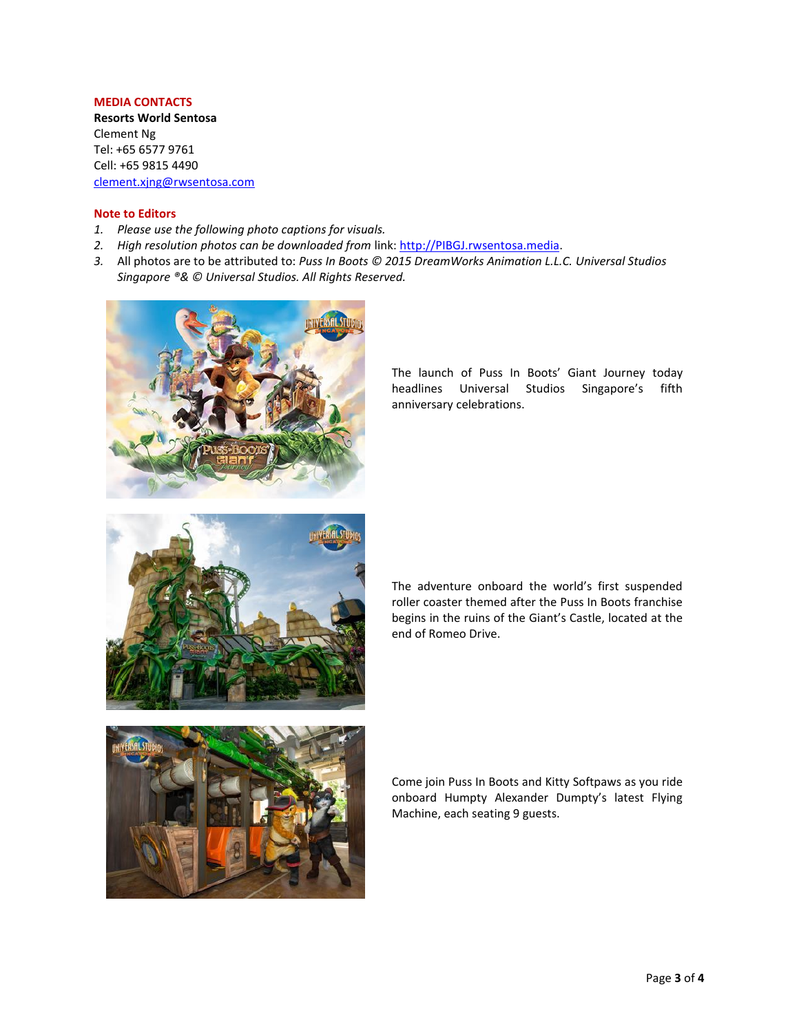**MEDIA CONTACTS**

**Resorts World Sentosa**
Clement Ng
Tel: +65 6577 9761
Cell: +65 9815 4490
clement.xjng@rwsentosa.com

**Note to Editors**

1. *Please use the following photo captions for visuals.*
2. *High resolution photos can be downloaded from* link: http://PIBGJ.rwsentosa.media.
3. All photos are to be attributed to: *Puss In Boots © 2015 DreamWorks Animation L.L.C. Universal Studios Singapore ®& © Universal Studios. All Rights Reserved.*

The launch of Puss In Boots' Giant Journey today headlines Universal Studios Singapore's fifth anniversary celebrations.

The adventure onboard the world's first suspended roller coaster themed after the Puss In Boots franchise begins in the ruins of the Giant's Castle, located at the end of Romeo Drive.

Come join Puss In Boots and Kitty Softpaws as you ride onboard Humpty Alexander Dumpty's latest Flying Machine, each seating 9 guests.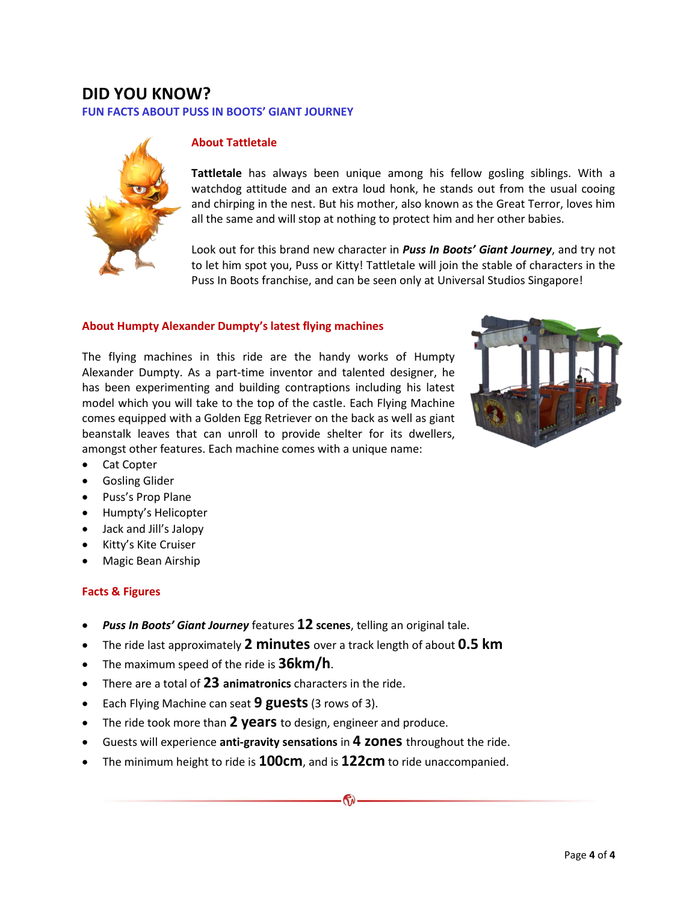## DID YOU KNOW?

### FUN FACTS ABOUT PUSS IN BOOTS' GIANT JOURNEY

#### About Tattletale

**Tattletale** has always been unique among his fellow gosling siblings. With a watchdog attitude and an extra loud honk, he stands out from the usual cooing and chirping in the nest. But his mother, also known as the Great Terror, loves him all the same and will stop at nothing to protect him and her other babies.

Look out for this brand new character in ***Puss In Boots' Giant Journey***, and try not to let him spot you, Puss or Kitty! Tattletale will join the stable of characters in the Puss In Boots franchise, and can be seen only at Universal Studios Singapore!

#### About Humpty Alexander Dumpty's latest flying machines

The flying machines in this ride are the handy works of Humpty Alexander Dumpty. As a part-time inventor and talented designer, he has been experimenting and building contraptions including his latest model which you will take to the top of the castle. Each Flying Machine comes equipped with a Golden Egg Retriever on the back as well as giant beanstalk leaves that can unroll to provide shelter for its dwellers, amongst other features. Each machine comes with a unique name:

- Cat Copter
- Gosling Glider
- Puss's Prop Plane
- Humpty's Helicopter
- Jack and Jill's Jalopy
- Kitty's Kite Cruiser
- Magic Bean Airship

#### Facts & Figures

- ***Puss In Boots' Giant Journey*** features **12 scenes**, telling an original tale.
- The ride last approximately **2 minutes** over a track length of about **0.5 km**
- The maximum speed of the ride is **36km/h**.
- There are a total of **23 animatronics** characters in the ride.
- Each Flying Machine can seat **9 guests** (3 rows of 3).
- The ride took more than **2 years** to design, engineer and produce.
- Guests will experience **anti-gravity sensations** in **4 zones** throughout the ride.
- The minimum height to ride is **100cm**, and is **122cm** to ride unaccompanied.